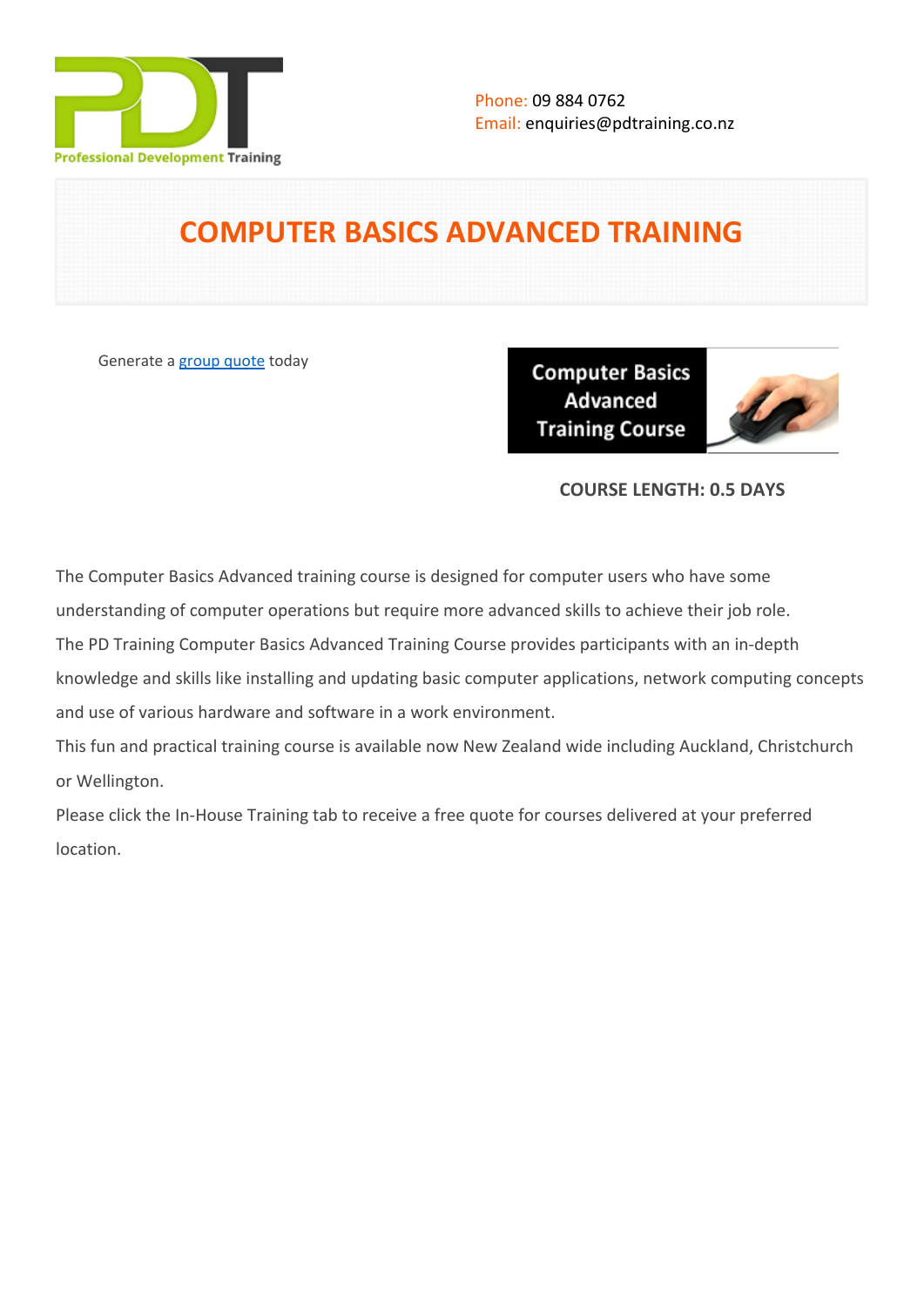Phone: 09 884 0762
Email: enquiries@pdtraining.co.nz

# COMPUTER BASICS ADVANCED TRAINING

Generate a group quote today

**COURSE LENGTH: 0.5 DAYS**

The Computer Basics Advanced training course is designed for computer users who have some understanding of computer operations but require more advanced skills to achieve their job role.
The PD Training Computer Basics Advanced Training Course provides participants with an in-depth knowledge and skills like installing and updating basic computer applications, network computing concepts and use of various hardware and software in a work environment.
This fun and practical training course is available now New Zealand wide including Auckland, Christchurch or Wellington.
Please click the In-House Training tab to receive a free quote for courses delivered at your preferred location.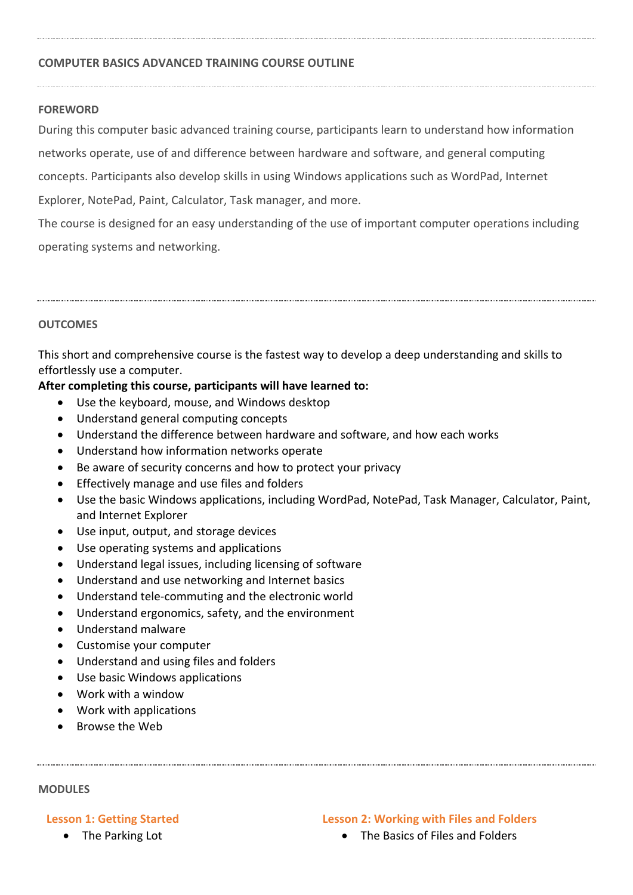## COMPUTER BASICS ADVANCED TRAINING COURSE OUTLINE

### FOREWORD

During this computer basic advanced training course, participants learn to understand how information networks operate, use of and difference between hardware and software, and general computing concepts. Participants also develop skills in using Windows applications such as WordPad, Internet Explorer, NotePad, Paint, Calculator, Task manager, and more.

The course is designed for an easy understanding of the use of important computer operations including operating systems and networking.

### OUTCOMES

This short and comprehensive course is the fastest way to develop a deep understanding and skills to effortlessly use a computer.

**After completing this course, participants will have learned to:**

- Use the keyboard, mouse, and Windows desktop
- Understand general computing concepts
- Understand the difference between hardware and software, and how each works
- Understand how information networks operate
- Be aware of security concerns and how to protect your privacy
- Effectively manage and use files and folders
- Use the basic Windows applications, including WordPad, NotePad, Task Manager, Calculator, Paint, and Internet Explorer
- Use input, output, and storage devices
- Use operating systems and applications
- Understand legal issues, including licensing of software
- Understand and use networking and Internet basics
- Understand tele-commuting and the electronic world
- Understand ergonomics, safety, and the environment
- Understand malware
- Customise your computer
- Understand and using files and folders
- Use basic Windows applications
- Work with a window
- Work with applications
- Browse the Web

### MODULES

#### Lesson 1: Getting Started

- The Parking Lot

#### Lesson 2: Working with Files and Folders

- The Basics of Files and Folders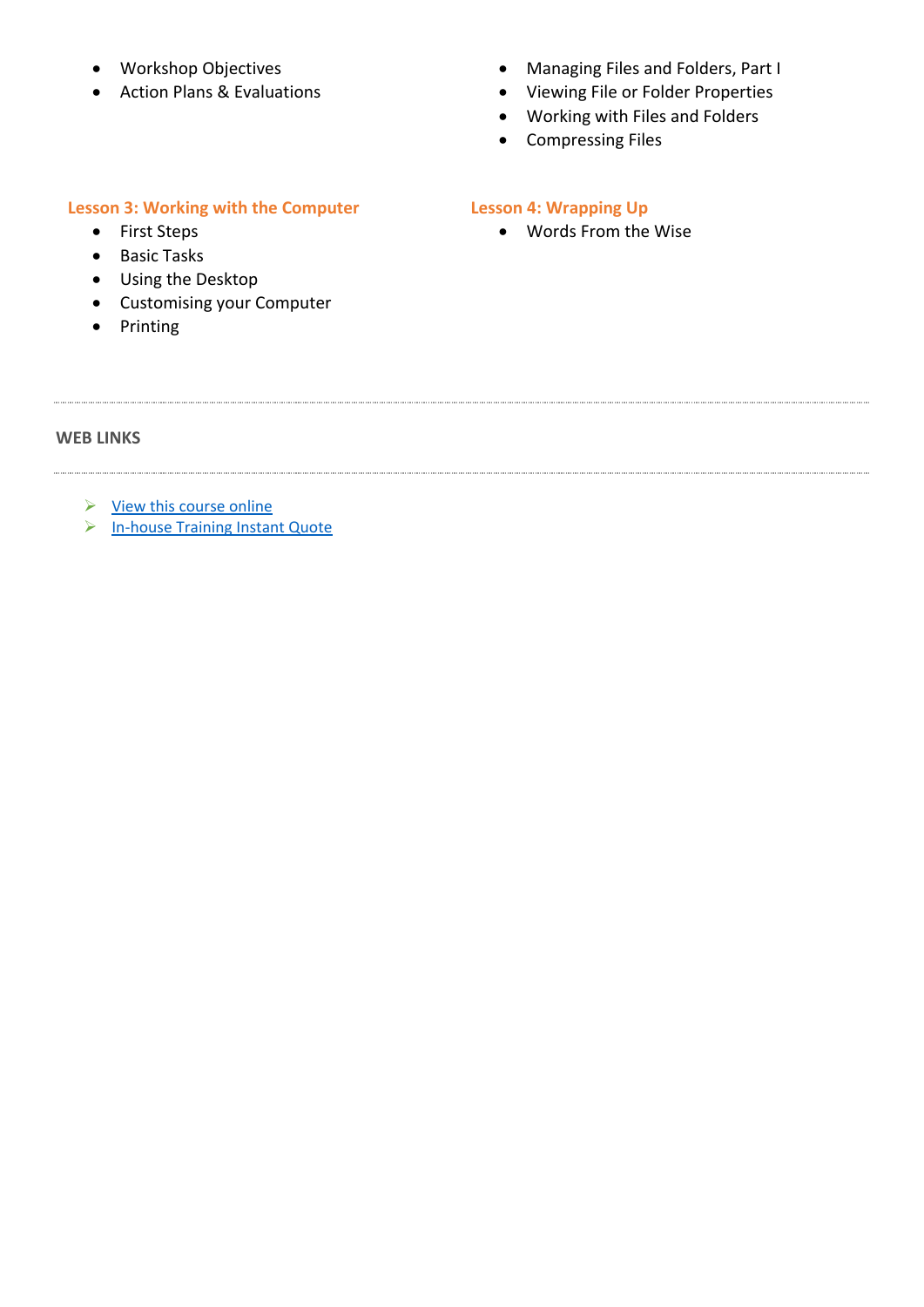- Workshop Objectives
- Action Plans & Evaluations

- Managing Files and Folders, Part I
- Viewing File or Folder Properties
- Working with Files and Folders
- Compressing Files

### Lesson 3: Working with the Computer

- First Steps
- Basic Tasks
- Using the Desktop
- Customising your Computer
- Printing

### Lesson 4: Wrapping Up

- Words From the Wise

---

## WEB LINKS

---

- View this course online
- In-house Training Instant Quote